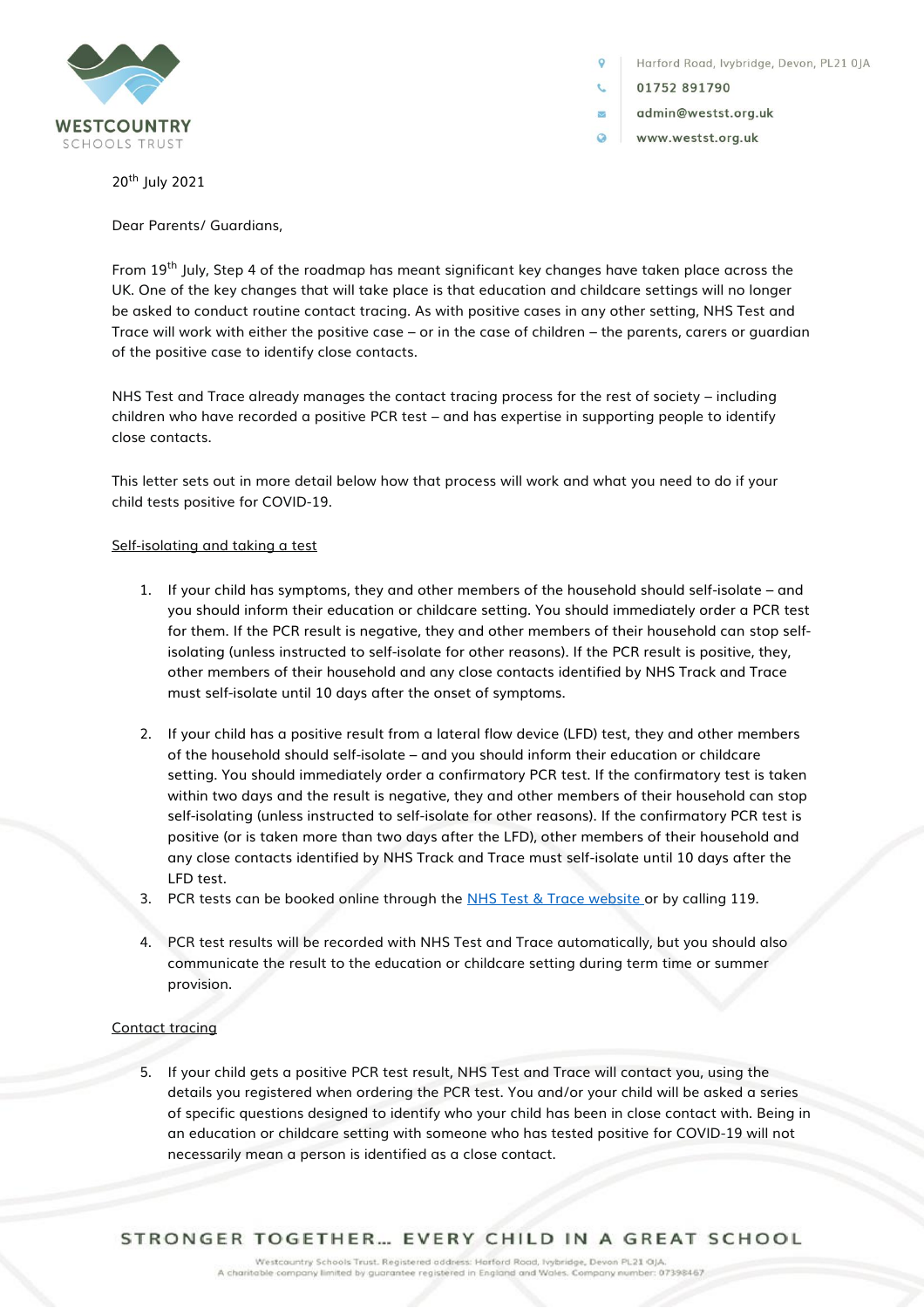WESTCOUNTRY
SCHOOLS TRUST

Harford Road, Ivybridge, Devon, PL21 0JA
01752 891790
admin@weststt.org.uk
www.weststt.org.uk

20th July 2021

Dear Parents/ Guardians,

From 19th July, Step 4 of the roadmap has meant significant key changes have taken place across the UK. One of the key changes that will take place is that education and childcare settings will no longer be asked to conduct routine contact tracing. As with positive cases in any other setting, NHS Test and Trace will work with either the positive case – or in the case of children – the parents, carers or guardian of the positive case to identify close contacts.

NHS Test and Trace already manages the contact tracing process for the rest of society – including children who have recorded a positive PCR test – and has expertise in supporting people to identify close contacts.

This letter sets out in more detail below how that process will work and what you need to do if your child tests positive for COVID-19.

<u>Self-isolating and taking a test</u>

1. If your child has symptoms, they and other members of the household should self-isolate – and you should inform their education or childcare setting. You should immediately order a PCR test for them. If the PCR result is negative, they and other members of their household can stop self-isolating (unless instructed to self-isolate for other reasons). If the PCR result is positive, they, other members of their household and any close contacts identified by NHS Track and Trace must self-isolate until 10 days after the onset of symptoms.

2. If your child has a positive result from a lateral flow device (LFD) test, they and other members of the household should self-isolate – and you should inform their education or childcare setting. You should immediately order a confirmatory PCR test. If the confirmatory test is taken within two days and the result is negative, they and other members of their household can stop self-isolating (unless instructed to self-isolate for other reasons). If the confirmatory PCR test is positive (or is taken more than two days after the LFD), other members of their household and any close contacts identified by NHS Track and Trace must self-isolate until 10 days after the LFD test.
3. PCR tests can be booked online through the [NHS Test & Trace website](#) or by calling 119.

4. PCR test results will be recorded with NHS Test and Trace automatically, but you should also communicate the result to the education or childcare setting during term time or summer provision.

<u>Contact tracing</u>

5. If your child gets a positive PCR test result, NHS Test and Trace will contact you, using the details you registered when ordering the PCR test. You and/or your child will be asked a series of specific questions designed to identify who your child has been in close contact with. Being in an education or childcare setting with someone who has tested positive for COVID-19 will not necessarily mean a person is identified as a close contact.

STRONGER TOGETHER… EVERY CHILD IN A GREAT SCHOOL

Westcountry Schools Trust. Registered address: Harford Road, Ivybridge, Devon PL21 0JA.
A charitable company limited by guarantee registered in England and Wales. Company number: 07398467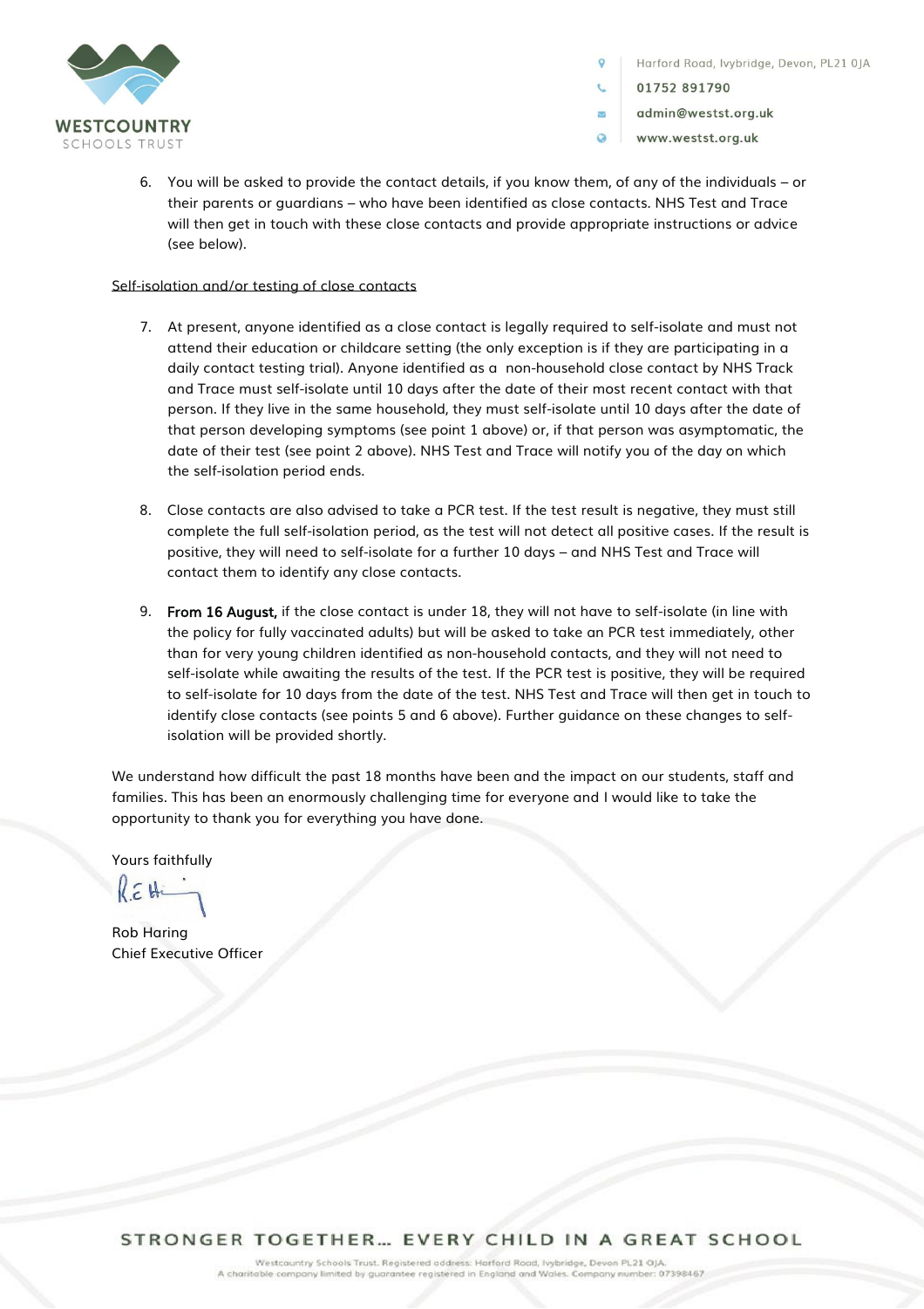6. You will be asked to provide the contact details, if you know them, of any of the individuals – or their parents or guardians – who have been identified as close contacts. NHS Test and Trace will then get in touch with these close contacts and provide appropriate instructions or advice (see below).

Self-isolation and/or testing of close contacts

7. At present, anyone identified as a close contact is legally required to self-isolate and must not attend their education or childcare setting (the only exception is if they are participating in a daily contact testing trial). Anyone identified as a non-household close contact by NHS Track and Trace must self-isolate until 10 days after the date of their most recent contact with that person. If they live in the same household, they must self-isolate until 10 days after the date of that person developing symptoms (see point 1 above) or, if that person was asymptomatic, the date of their test (see point 2 above). NHS Test and Trace will notify you of the day on which the self-isolation period ends.

8. Close contacts are also advised to take a PCR test. If the test result is negative, they must still complete the full self-isolation period, as the test will not detect all positive cases. If the result is positive, they will need to self-isolate for a further 10 days – and NHS Test and Trace will contact them to identify any close contacts.

9. **From 16 August,** if the close contact is under 18, they will not have to self-isolate (in line with the policy for fully vaccinated adults) but will be asked to take an PCR test immediately, other than for very young children identified as non-household contacts, and they will not need to self-isolate while awaiting the results of the test. If the PCR test is positive, they will be required to self-isolate for 10 days from the date of the test. NHS Test and Trace will then get in touch to identify close contacts (see points 5 and 6 above). Further guidance on these changes to self-isolation will be provided shortly.

We understand how difficult the past 18 months have been and the impact on our students, staff and families. This has been an enormously challenging time for everyone and I would like to take the opportunity to thank you for everything you have done.

Yours faithfully

Rob Haring
Chief Executive Officer